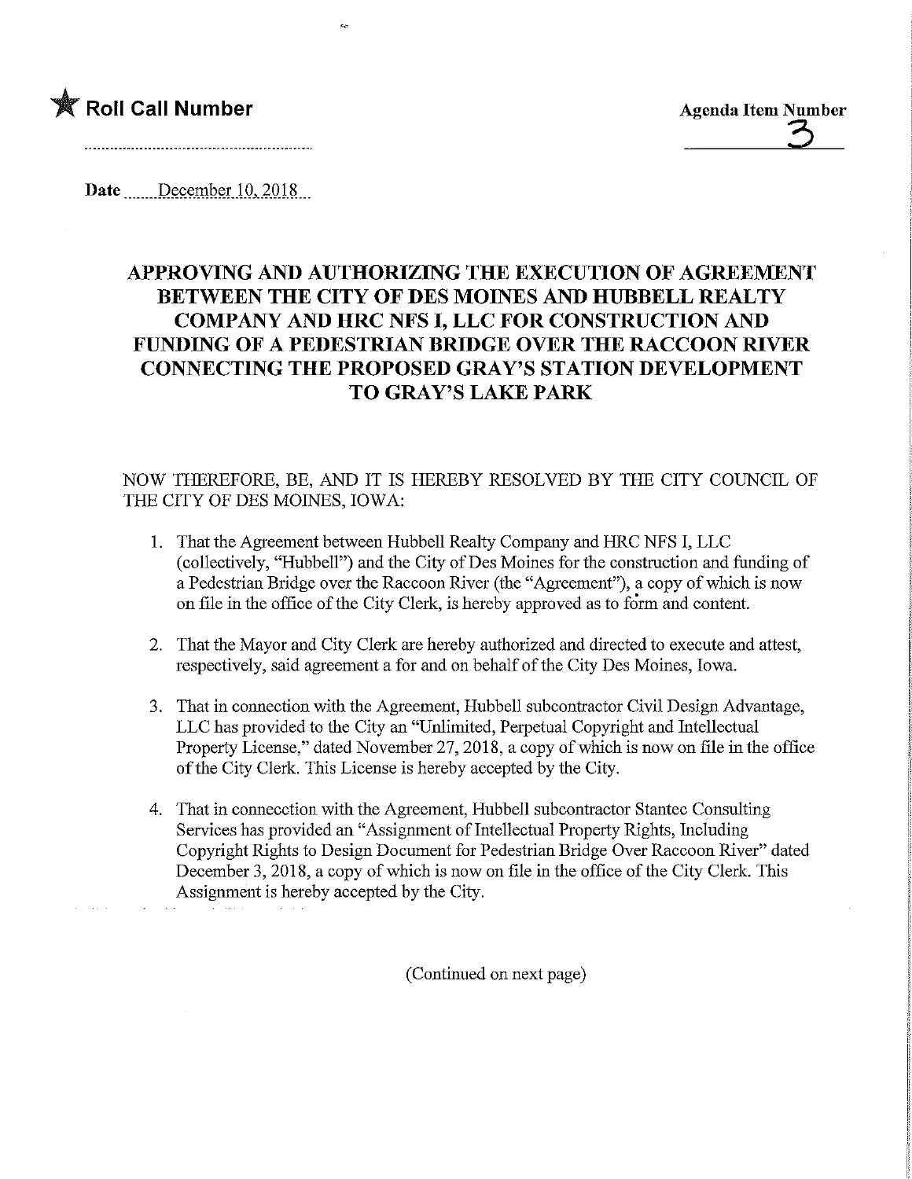★ **Roll Call Number**

**Agenda Item Number**
3

Date December 10, 2018

## APPROVING AND AUTHORIZING THE EXECUTION OF AGREEMENT BETWEEN THE CITY OF DES MOINES AND HUBBELL REALTY COMPANY AND HRC NFS I, LLC FOR CONSTRUCTION AND FUNDING OF A PEDESTRIAN BRIDGE OVER THE RACCOON RIVER CONNECTING THE PROPOSED GRAY'S STATION DEVELOPMENT TO GRAY'S LAKE PARK

NOW THEREFORE, BE, AND IT IS HEREBY RESOLVED BY THE CITY COUNCIL OF THE CITY OF DES MOINES, IOWA:

1. That the Agreement between Hubbell Realty Company and HRC NFS I, LLC (collectively, "Hubbell") and the City of Des Moines for the construction and funding of a Pedestrian Bridge over the Raccoon River (the "Agreement"), a copy of which is now on file in the office of the City Clerk, is hereby approved as to form and content.

2. That the Mayor and City Clerk are hereby authorized and directed to execute and attest, respectively, said agreement a for and on behalf of the City Des Moines, Iowa.

3. That in connection with the Agreement, Hubbell subcontractor Civil Design Advantage, LLC has provided to the City an "Unlimited, Perpetual Copyright and Intellectual Property License," dated November 27, 2018, a copy of which is now on file in the office of the City Clerk. This License is hereby accepted by the City.

4. That in conneection with the Agreement, Hubbell subcontractor Stantec Consulting Services has provided an "Assignment of Intellectual Property Rights, Including Copyright Rights to Design Document for Pedestrian Bridge Over Raccoon River" dated December 3, 2018, a copy of which is now on file in the office of the City Clerk. This Assignment is hereby accepted by the City.

(Continued on next page)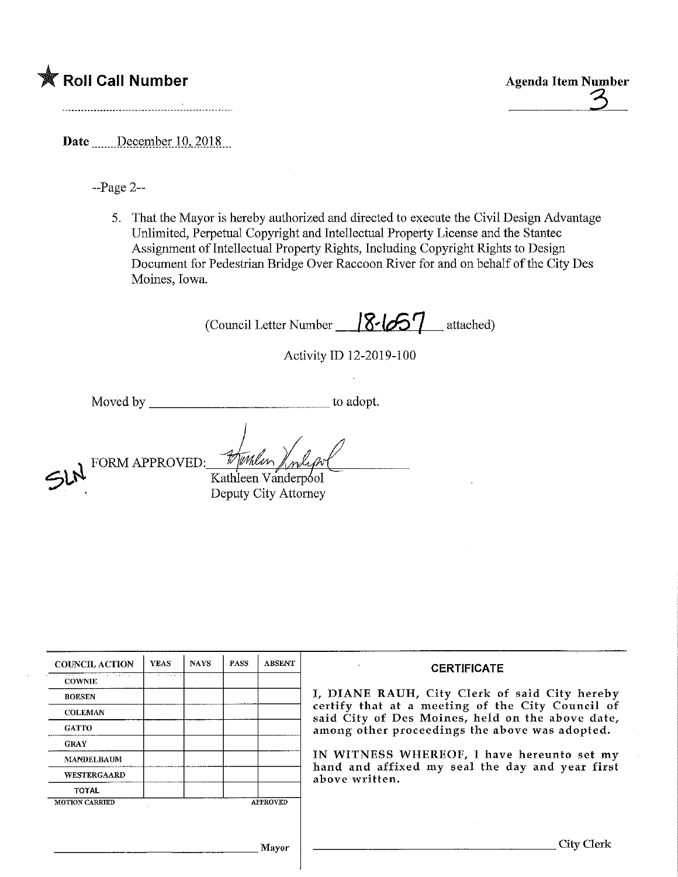★ **Roll Call Number**

**Agenda Item Number**
3

**Date** December 10, 2018

--Page 2--

5. That the Mayor is hereby authorized and directed to execute the Civil Design Advantage Unlimited, Perpetual Copyright and Intellectual Property License and the Stantec Assignment of Intellectual Property Rights, Including Copyright Rights to Design Document for Pedestrian Bridge Over Raccoon River for and on behalf of the City Des Moines, Iowa.

(Council Letter Number 18-1657 attached)

Activity ID 12-2019-100

Moved by ______________________ to adopt.

SLN FORM APPROVED: Kathleen Vanderpool
Kathleen Vanderpool
Deputy City Attorney

| COUNCIL ACTION | YEAS | NAYS | PASS | ABSENT |
|---|---|---|---|---|
| COWNIE | | | | |
| BOESEN | | | | |
| COLEMAN | | | | |
| GATTO | | | | |
| GRAY | | | | |
| MANDELBAUM | | | | |
| WESTERGAARD | | | | |
| TOTAL | | | | |

MOTION CARRIED APPROVED

______________________ Mayor

**CERTIFICATE**

I, DIANE RAUH, City Clerk of said City hereby certify that at a meeting of the City Council of said City of Des Moines, held on the above date, among other proceedings the above was adopted.

IN WITNESS WHEREOF, I have hereunto set my hand and affixed my seal the day and year first above written.

______________________ City Clerk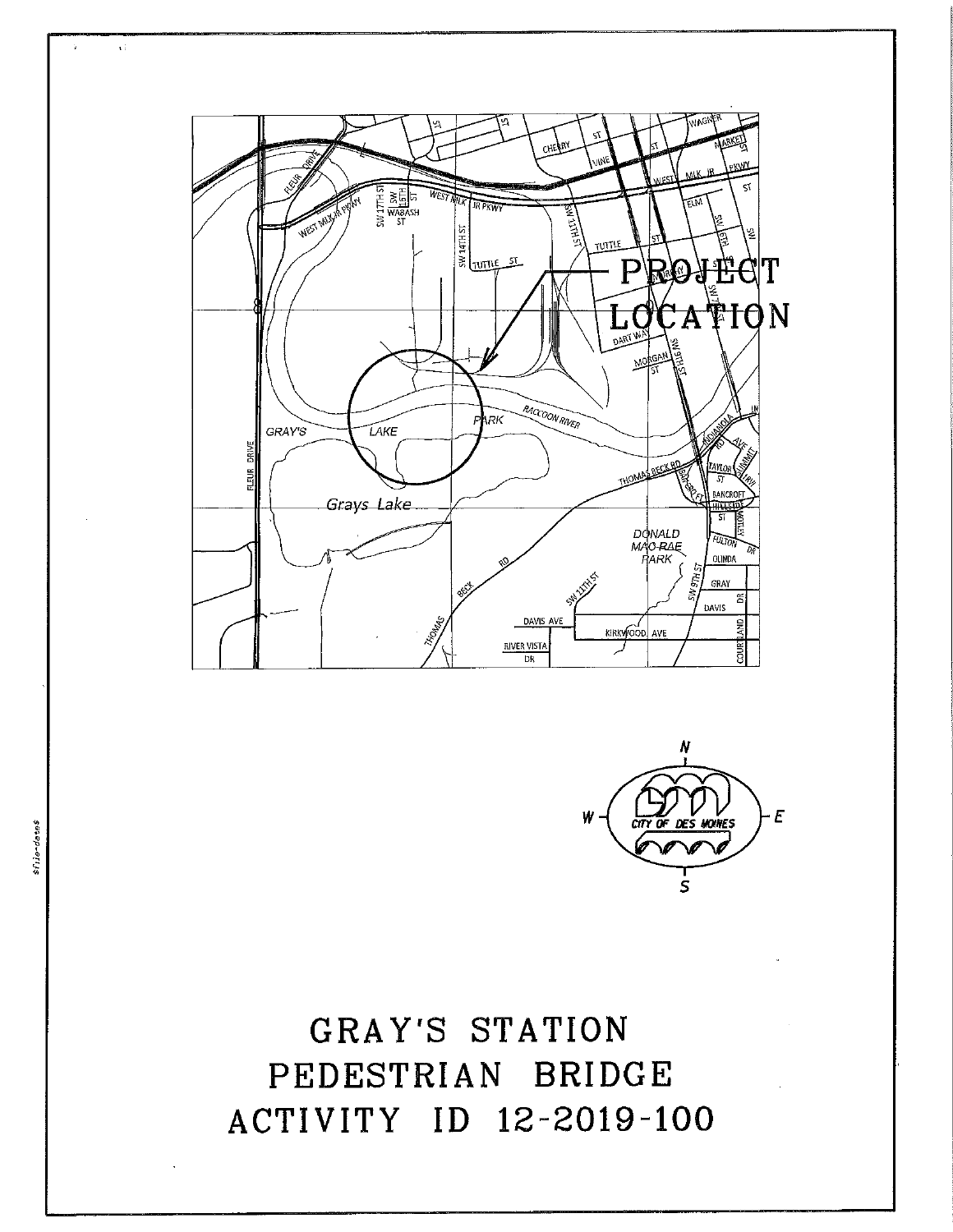PROJECT LOCATION

GRAY'S LAKE PARK

Grays Lake

RACCOON RIVER

DONALD MAC-RAE PARK

CITY OF DES MOINES

N

S

E

W

# GRAY'S STATION PEDESTRIAN BRIDGE ACTIVITY ID 12-2019-100